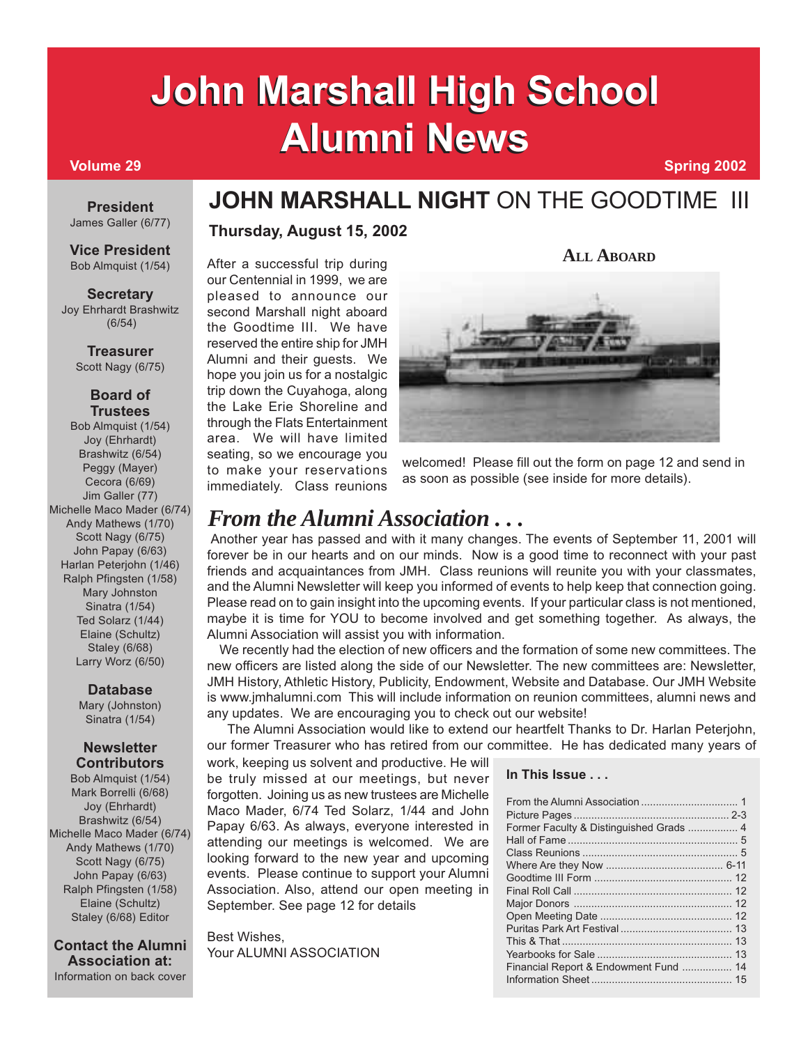# John Marshall High School Alumni News

**Volume 29** — **Spring 2002**

**President**
James Galler (6/77)

**Vice President**
Bob Almquist (1/54)

**Secretary**
Joy Ehrhardt Brashwitz (6/54)

**Treasurer**
Scott Nagy (6/75)

**Board of Trustees**
Bob Almquist (1/54)
Joy (Ehrhardt) Brashwitz (6/54)
Peggy (Mayer) Cecora (6/69)
Jim Galler (77)
Michelle Maco Mader (6/74)
Andy Mathews (1/70)
Scott Nagy (6/75)
John Papay (6/63)
Harlan Peterjohn (1/46)
Ralph Pfingsten (1/58)
Mary Johnston Sinatra (1/54)
Ted Solarz (1/44)
Elaine (Schultz) Staley (6/68)
Larry Worz (6/50)

**Database**
Mary (Johnston) Sinatra (1/54)

**Newsletter Contributors**
Bob Almquist (1/54)
Mark Borrelli (6/68)
Joy (Ehrhardt) Brashwitz (6/54)
Michelle Maco Mader (6/74)
Andy Mathews (1/70)
Scott Nagy (6/75)
John Papay (6/63)
Ralph Pfingsten (1/58)
Elaine (Schultz) Staley (6/68) Editor

**Contact the Alumni Association at:**
Information on back cover

## JOHN MARSHALL NIGHT ON THE GOODTIME III

**Thursday, August 15, 2002**

**ALL ABOARD**

After a successful trip during our Centennial in 1999, we are pleased to announce our second Marshall night aboard the Goodtime III. We have reserved the entire ship for JMH Alumni and their guests. We hope you join us for a nostalgic trip down the Cuyahoga, along the Lake Erie Shoreline and through the Flats Entertainment area. We will have limited seating, so we encourage you to make your reservations immediately. Class reunions welcomed! Please fill out the form on page 12 and send in as soon as possible (see inside for more details).

## *From the Alumni Association . . .*

Another year has passed and with it many changes. The events of September 11, 2001 will forever be in our hearts and on our minds. Now is a good time to reconnect with your past friends and acquaintances from JMH. Class reunions will reunite you with your classmates, and the Alumni Newsletter will keep you informed of events to help keep that connection going. Please read on to gain insight into the upcoming events. If your particular class is not mentioned, maybe it is time for YOU to become involved and get something together. As always, the Alumni Association will assist you with information.

We recently had the election of new officers and the formation of some new committees. The new officers are listed along the side of our Newsletter. The new committees are: Newsletter, JMH History, Athletic History, Publicity, Endowment, Website and Database. Our JMH Website is www.jmhalumni.com This will include information on reunion committees, alumni news and any updates. We are encouraging you to check out our website!

The Alumni Association would like to extend our heartfelt Thanks to Dr. Harlan Peterjohn, our former Treasurer who has retired from our committee. He has dedicated many years of work, keeping us solvent and productive. He will be truly missed at our meetings, but never forgotten. Joining us as new trustees are Michelle Maco Mader, 6/74 Ted Solarz, 1/44 and John Papay 6/63. As always, everyone interested in attending our meetings is welcomed. We are looking forward to the new year and upcoming events. Please continue to support your Alumni Association. Also, attend our open meeting in September. See page 12 for details

Best Wishes,
Your ALUMNI ASSOCIATION

**In This Issue . . .**

| Section | Page |
|---|---|
| From the Alumni Association | 1 |
| Picture Pages | 2-3 |
| Former Faculty & Distinguished Grads | 4 |
| Hall of Fame | 5 |
| Class Reunions | 5 |
| Where Are they Now | 6-11 |
| Goodtime III Form | 12 |
| Final Roll Call | 12 |
| Major Donors | 12 |
| Open Meeting Date | 12 |
| Puritas Park Art Festival | 13 |
| This & That | 13 |
| Yearbooks for Sale | 13 |
| Financial Report & Endowment Fund | 14 |
| Information Sheet | 15 |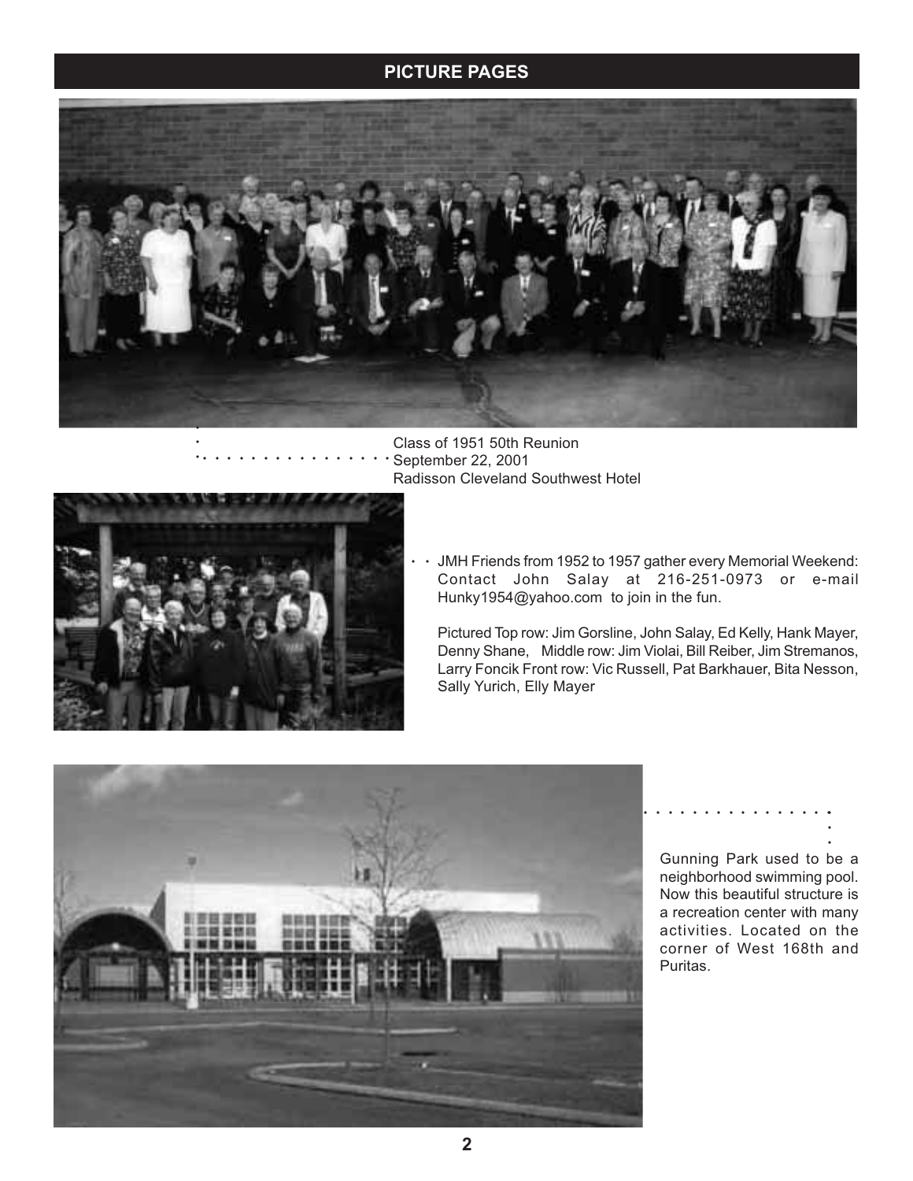## PICTURE PAGES

Class of 1951 50th Reunion
September 22, 2001
Radisson Cleveland Southwest Hotel

JMH Friends from 1952 to 1957 gather every Memorial Weekend: Contact John Salay at 216-251-0973 or e-mail Hunky1954@yahoo.com to join in the fun.

Pictured Top row: Jim Gorsline, John Salay, Ed Kelly, Hank Mayer, Denny Shane, Middle row: Jim Violai, Bill Reiber, Jim Stremanos, Larry Foncik Front row: Vic Russell, Pat Barkhauer, Bita Nesson, Sally Yurich, Elly Mayer

Gunning Park used to be a neighborhood swimming pool. Now this beautiful structure is a recreation center with many activities. Located on the corner of West 168th and Puritas.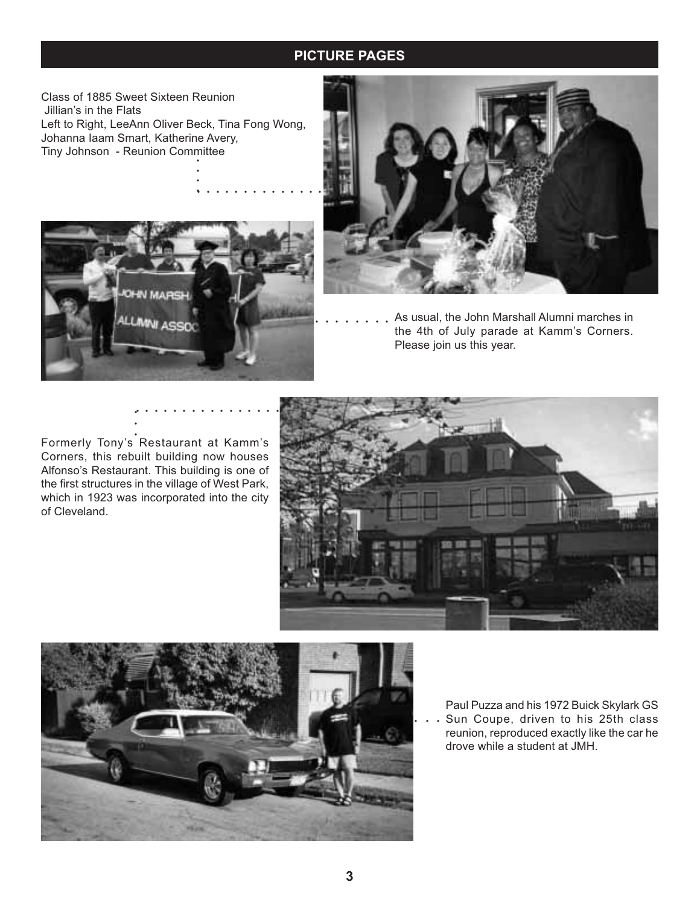## PICTURE PAGES

Class of 1885 Sweet Sixteen Reunion
Jillian's in the Flats
Left to Right, LeeAnn Oliver Beck, Tina Fong Wong, Johanna Iaam Smart, Katherine Avery, Tiny Johnson - Reunion Committee

As usual, the John Marshall Alumni marches in the 4th of July parade at Kamm's Corners. Please join us this year.

Formerly Tony's Restaurant at Kamm's Corners, this rebuilt building now houses Alfonso's Restaurant. This building is one of the first structures in the village of West Park, which in 1923 was incorporated into the city of Cleveland.

Paul Puzza and his 1972 Buick Skylark GS Sun Coupe, driven to his 25th class reunion, reproduced exactly like the car he drove while a student at JMH.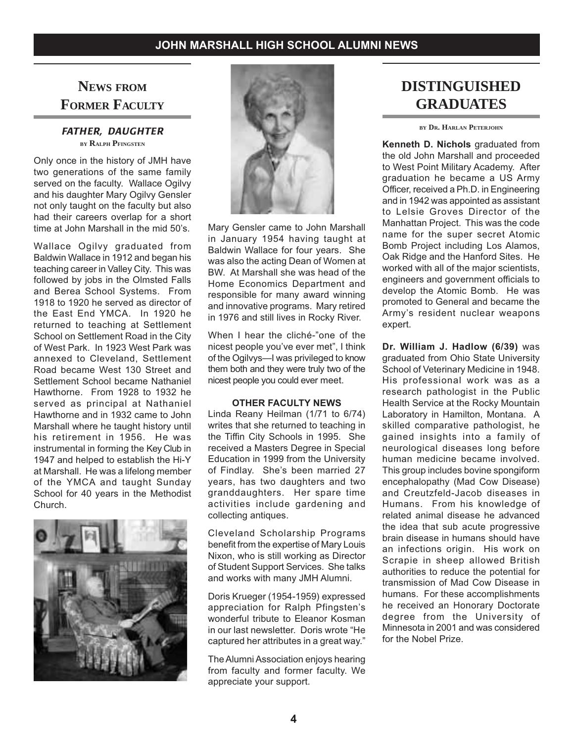## News from Former Faculty

### *FATHER, DAUGHTER*

BY RALPH PFINGSTEN

Only once in the history of JMH have two generations of the same family served on the faculty. Wallace Ogilvy and his daughter Mary Ogilvy Gensler not only taught on the faculty but also had their careers overlap for a short time at John Marshall in the mid 50's.

Wallace Ogilvy graduated from Baldwin Wallace in 1912 and began his teaching career in Valley City. This was followed by jobs in the Olmsted Falls and Berea School Systems. From 1918 to 1920 he served as director of the East End YMCA. In 1920 he returned to teaching at Settlement School on Settlement Road in the City of West Park. In 1923 West Park was annexed to Cleveland, Settlement Road became West 130 Street and Settlement School became Nathaniel Hawthorne. From 1928 to 1932 he served as principal at Nathaniel Hawthorne and in 1932 came to John Marshall where he taught history until his retirement in 1956. He was instrumental in forming the Key Club in 1947 and helped to establish the Hi-Y at Marshall. He was a lifelong member of the YMCA and taught Sunday School for 40 years in the Methodist Church.

Mary Gensler came to John Marshall in January 1954 having taught at Baldwin Wallace for four years. She was also the acting Dean of Women at BW. At Marshall she was head of the Home Economics Department and responsible for many award winning and innovative programs. Mary retired in 1976 and still lives in Rocky River.

When I hear the cliché-"one of the nicest people you've ever met", I think of the Ogilvys—I was privileged to know them both and they were truly two of the nicest people you could ever meet.

#### OTHER FACULTY NEWS

Linda Reany Heilman (1/71 to 6/74) writes that she returned to teaching in the Tiffin City Schools in 1995. She received a Masters Degree in Special Education in 1999 from the University of Findlay. She's been married 27 years, has two daughters and two granddaughters. Her spare time activities include gardening and collecting antiques.

Cleveland Scholarship Programs benefit from the expertise of Mary Louis Nixon, who is still working as Director of Student Support Services. She talks and works with many JMH Alumni.

Doris Krueger (1954-1959) expressed appreciation for Ralph Pfingsten's wonderful tribute to Eleanor Kosman in our last newsletter. Doris wrote "He captured her attributes in a great way."

The Alumni Association enjoys hearing from faculty and former faculty. We appreciate your support.

## DISTINGUISHED GRADUATES

BY DR. HARLAN PETERJOHN

**Kenneth D. Nichols** graduated from the old John Marshall and proceeded to West Point Military Academy. After graduation he became a US Army Officer, received a Ph.D. in Engineering and in 1942 was appointed as assistant to Lelsie Groves Director of the Manhattan Project. This was the code name for the super secret Atomic Bomb Project including Los Alamos, Oak Ridge and the Hanford Sites. He worked with all of the major scientists, engineers and government officials to develop the Atomic Bomb. He was promoted to General and became the Army's resident nuclear weapons expert.

**Dr. William J. Hadlow (6/39)** was graduated from Ohio State University School of Veterinary Medicine in 1948. His professional work was as a research pathologist in the Public Health Service at the Rocky Mountain Laboratory in Hamilton, Montana. A skilled comparative pathologist, he gained insights into a family of neurological diseases long before human medicine became involved. This group includes bovine spongiform encephalopathy (Mad Cow Disease) and Creutzfeld-Jacob diseases in Humans. From his knowledge of related animal disease he advanced the idea that sub acute progressive brain disease in humans should have an infections origin. His work on Scrapie in sheep allowed British authorities to reduce the potential for transmission of Mad Cow Disease in humans. For these accomplishments he received an Honorary Doctorate degree from the University of Minnesota in 2001 and was considered for the Nobel Prize.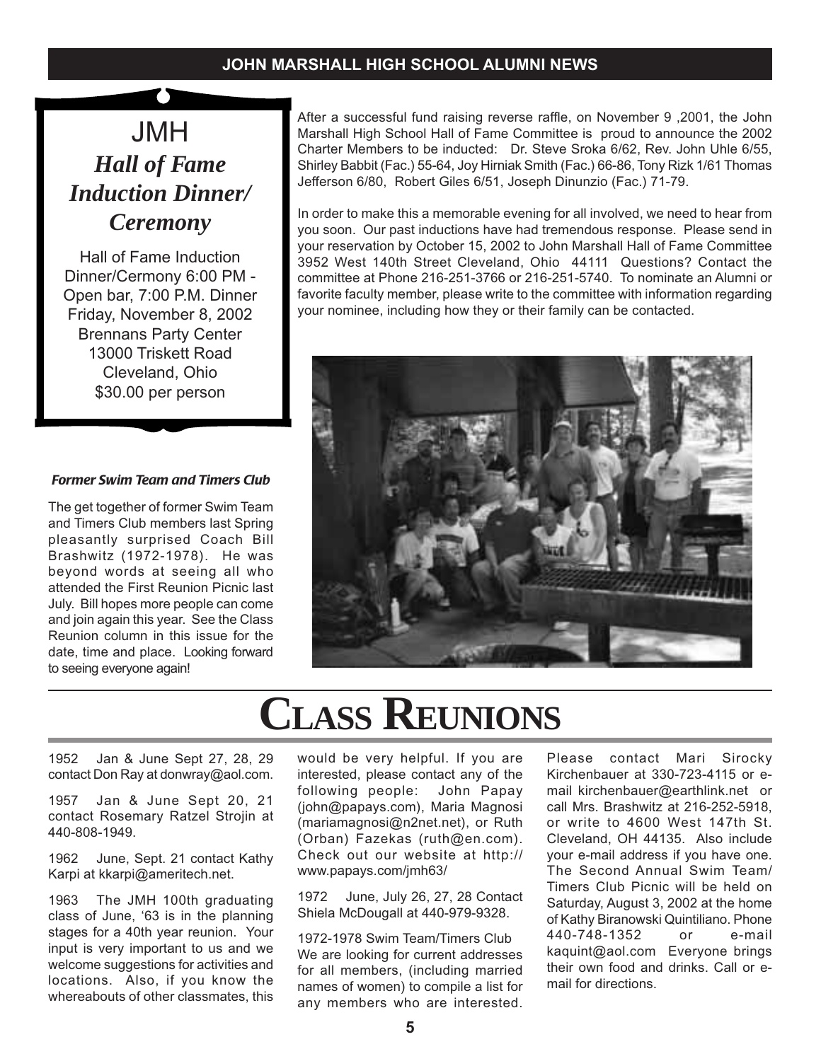## JOHN MARSHALL HIGH SCHOOL ALUMNI NEWS

# JMH

## *Hall of Fame Induction Dinner/ Ceremony*

Hall of Fame Induction Dinner/Cermony 6:00 PM - Open bar, 7:00 P.M. Dinner
Friday, November 8, 2002
Brennans Party Center
13000 Triskett Road
Cleveland, Ohio
$30.00 per person

After a successful fund raising reverse raffle, on November 9 ,2001, the John Marshall High School Hall of Fame Committee is proud to announce the 2002 Charter Members to be inducted: Dr. Steve Sroka 6/62, Rev. John Uhle 6/55, Shirley Babbit (Fac.) 55-64, Joy Hirniak Smith (Fac.) 66-86, Tony Rizk 1/61 Thomas Jefferson 6/80, Robert Giles 6/51, Joseph Dinunzio (Fac.) 71-79.

In order to make this a memorable evening for all involved, we need to hear from you soon. Our past inductions have had tremendous response. Please send in your reservation by October 15, 2002 to John Marshall Hall of Fame Committee 3952 West 140th Street Cleveland, Ohio 44111 Questions? Contact the committee at Phone 216-251-3766 or 216-251-5740. To nominate an Alumni or favorite faculty member, please write to the committee with information regarding your nominee, including how they or their family can be contacted.

### *Former Swim Team and Timers Club*

The get together of former Swim Team and Timers Club members last Spring pleasantly surprised Coach Bill Brashwitz (1972-1978). He was beyond words at seeing all who attended the First Reunion Picnic last July. Bill hopes more people can come and join again this year. See the Class Reunion column in this issue for the date, time and place. Looking forward to seeing everyone again!

# CLASS REUNIONS

1952 Jan & June Sept 27, 28, 29 contact Don Ray at donwray@aol.com.

1957 Jan & June Sept 20, 21 contact Rosemary Ratzel Strojin at 440-808-1949.

1962 June, Sept. 21 contact Kathy Karpi at kkarpi@ameritech.net.

1963 The JMH 100th graduating class of June, '63 is in the planning stages for a 40th year reunion. Your input is very important to us and we welcome suggestions for activities and locations. Also, if you know the whereabouts of other classmates, this would be very helpful. If you are interested, please contact any of the following people: John Papay (john@papays.com), Maria Magnosi (mariamagnosi@n2net.net), or Ruth (Orban) Fazekas (ruth@en.com). Check out our website at http://www.papays.com/jmh63/

1972 June, July 26, 27, 28 Contact Shiela McDougall at 440-979-9328.

1972-1978 Swim Team/Timers Club We are looking for current addresses for all members, (including married names of women) to compile a list for any members who are interested. Please contact Mari Sirocky Kirchenbauer at 330-723-4115 or e-mail kirchenbauer@earthlink.net or call Mrs. Brashwitz at 216-252-5918, or write to 4600 West 147th St. Cleveland, OH 44135. Also include your e-mail address if you have one. The Second Annual Swim Team/ Timers Club Picnic will be held on Saturday, August 3, 2002 at the home of Kathy Biranowski Quintiliano. Phone 440-748-1352 or e-mail kaquint@aol.com Everyone brings their own food and drinks. Call or e-mail for directions.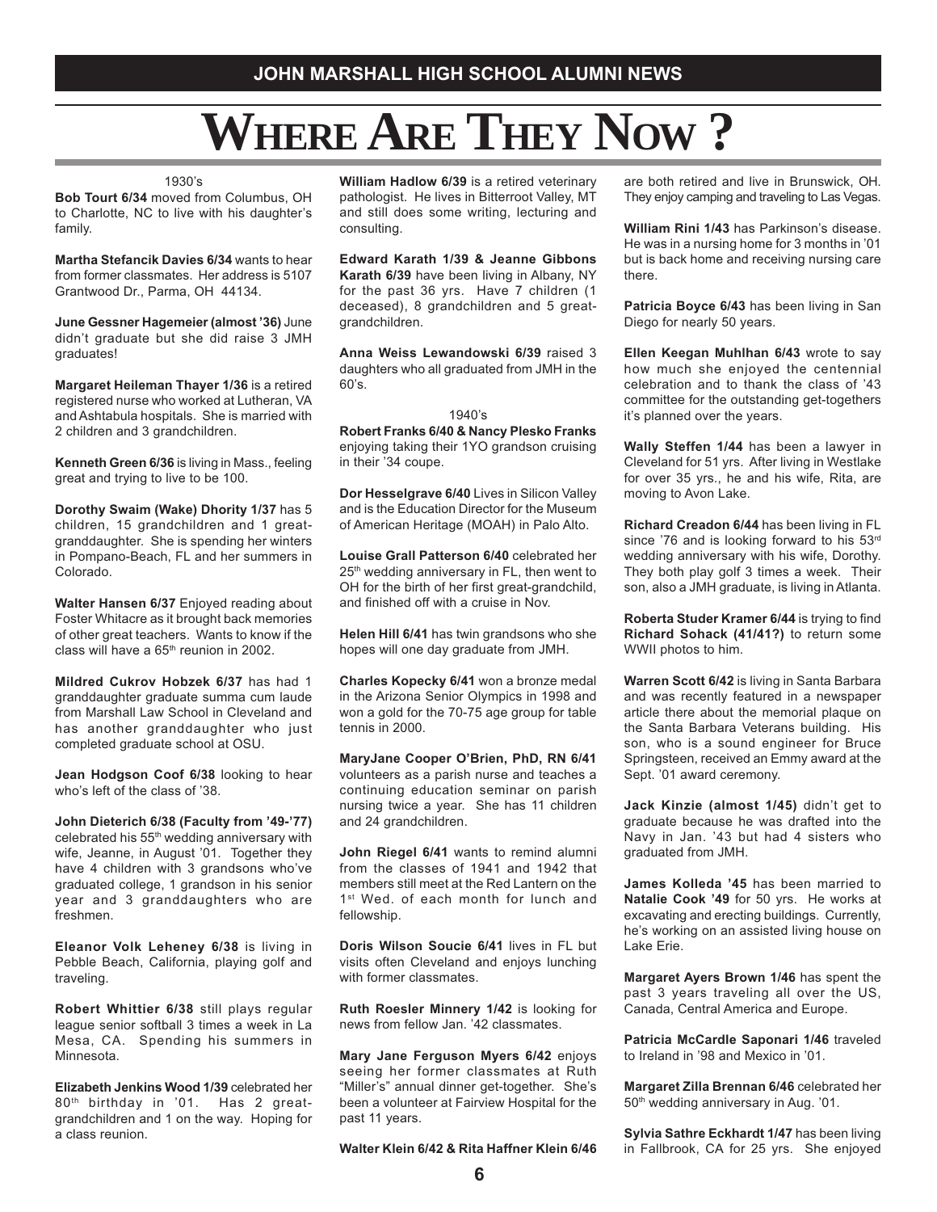# Where Are They Now ?

1930's

**Bob Tourt 6/34** moved from Columbus, OH to Charlotte, NC to live with his daughter's family.

**Martha Stefancik Davies 6/34** wants to hear from former classmates. Her address is 5107 Grantwood Dr., Parma, OH 44134.

**June Gessner Hagemeier (almost '36)** June didn't graduate but she did raise 3 JMH graduates!

**Margaret Heileman Thayer 1/36** is a retired registered nurse who worked at Lutheran, VA and Ashtabula hospitals. She is married with 2 children and 3 grandchildren.

**Kenneth Green 6/36** is living in Mass., feeling great and trying to live to be 100.

**Dorothy Swaim (Wake) Dhority 1/37** has 5 children, 15 grandchildren and 1 great-granddaughter. She is spending her winters in Pompano-Beach, FL and her summers in Colorado.

**Walter Hansen 6/37** Enjoyed reading about Foster Whitacre as it brought back memories of other great teachers. Wants to know if the class will have a 65th reunion in 2002.

**Mildred Cukrov Hobzek 6/37** has had 1 granddaughter graduate summa cum laude from Marshall Law School in Cleveland and has another granddaughter who just completed graduate school at OSU.

**Jean Hodgson Coof 6/38** looking to hear who's left of the class of '38.

**John Dieterich 6/38 (Faculty from '49-'77)** celebrated his 55th wedding anniversary with wife, Jeanne, in August '01. Together they have 4 children with 3 grandsons who've graduated college, 1 grandson in his senior year and 3 granddaughters who are freshmen.

**Eleanor Volk Leheney 6/38** is living in Pebble Beach, California, playing golf and traveling.

**Robert Whittier 6/38** still plays regular league senior softball 3 times a week in La Mesa, CA. Spending his summers in Minnesota.

**Elizabeth Jenkins Wood 1/39** celebrated her 80th birthday in '01. Has 2 great-grandchildren and 1 on the way. Hoping for a class reunion.

**William Hadlow 6/39** is a retired veterinary pathologist. He lives in Bitterroot Valley, MT and still does some writing, lecturing and consulting.

**Edward Karath 1/39 & Jeanne Gibbons Karath 6/39** have been living in Albany, NY for the past 36 yrs. Have 7 children (1 deceased), 8 grandchildren and 5 great-grandchildren.

**Anna Weiss Lewandowski 6/39** raised 3 daughters who all graduated from JMH in the 60's.

1940's

**Robert Franks 6/40 & Nancy Plesko Franks** enjoying taking their 1YO grandson cruising in their '34 coupe.

**Dor Hesselgrave 6/40** Lives in Silicon Valley and is the Education Director for the Museum of American Heritage (MOAH) in Palo Alto.

**Louise Grall Patterson 6/40** celebrated her 25th wedding anniversary in FL, then went to OH for the birth of her first great-grandchild, and finished off with a cruise in Nov.

**Helen Hill 6/41** has twin grandsons who she hopes will one day graduate from JMH.

**Charles Kopecky 6/41** won a bronze medal in the Arizona Senior Olympics in 1998 and won a gold for the 70-75 age group for table tennis in 2000.

**MaryJane Cooper O'Brien, PhD, RN 6/41** volunteers as a parish nurse and teaches a continuing education seminar on parish nursing twice a year. She has 11 children and 24 grandchildren.

**John Riegel 6/41** wants to remind alumni from the classes of 1941 and 1942 that members still meet at the Red Lantern on the 1st Wed. of each month for lunch and fellowship.

**Doris Wilson Soucie 6/41** lives in FL but visits often Cleveland and enjoys lunching with former classmates.

**Ruth Roesler Minnery 1/42** is looking for news from fellow Jan. '42 classmates.

**Mary Jane Ferguson Myers 6/42** enjoys seeing her former classmates at Ruth "Miller's" annual dinner get-together. She's been a volunteer at Fairview Hospital for the past 11 years.

**Walter Klein 6/42 & Rita Haffner Klein 6/46** are both retired and live in Brunswick, OH. They enjoy camping and traveling to Las Vegas.

**William Rini 1/43** has Parkinson's disease. He was in a nursing home for 3 months in '01 but is back home and receiving nursing care there.

**Patricia Boyce 6/43** has been living in San Diego for nearly 50 years.

**Ellen Keegan Muhlhan 6/43** wrote to say how much she enjoyed the centennial celebration and to thank the class of '43 committee for the outstanding get-togethers it's planned over the years.

**Wally Steffen 1/44** has been a lawyer in Cleveland for 51 yrs. After living in Westlake for over 35 yrs., he and his wife, Rita, are moving to Avon Lake.

**Richard Creadon 6/44** has been living in FL since '76 and is looking forward to his 53rd wedding anniversary with his wife, Dorothy. They both play golf 3 times a week. Their son, also a JMH graduate, is living in Atlanta.

**Roberta Studer Kramer 6/44** is trying to find **Richard Sohack (41/41?)** to return some WWII photos to him.

**Warren Scott 6/42** is living in Santa Barbara and was recently featured in a newspaper article there about the memorial plaque on the Santa Barbara Veterans building. His son, who is a sound engineer for Bruce Springsteen, received an Emmy award at the Sept. '01 award ceremony.

**Jack Kinzie (almost 1/45)** didn't get to graduate because he was drafted into the Navy in Jan. '43 but had 4 sisters who graduated from JMH.

**James Kolleda '45** has been married to **Natalie Cook '49** for 50 yrs. He works at excavating and erecting buildings. Currently, he's working on an assisted living house on Lake Erie.

**Margaret Ayers Brown 1/46** has spent the past 3 years traveling all over the US, Canada, Central America and Europe.

**Patricia McCardle Saponari 1/46** traveled to Ireland in '98 and Mexico in '01.

**Margaret Zilla Brennan 6/46** celebrated her 50th wedding anniversary in Aug. '01.

**Sylvia Sathre Eckhardt 1/47** has been living in Fallbrook, CA for 25 yrs. She enjoyed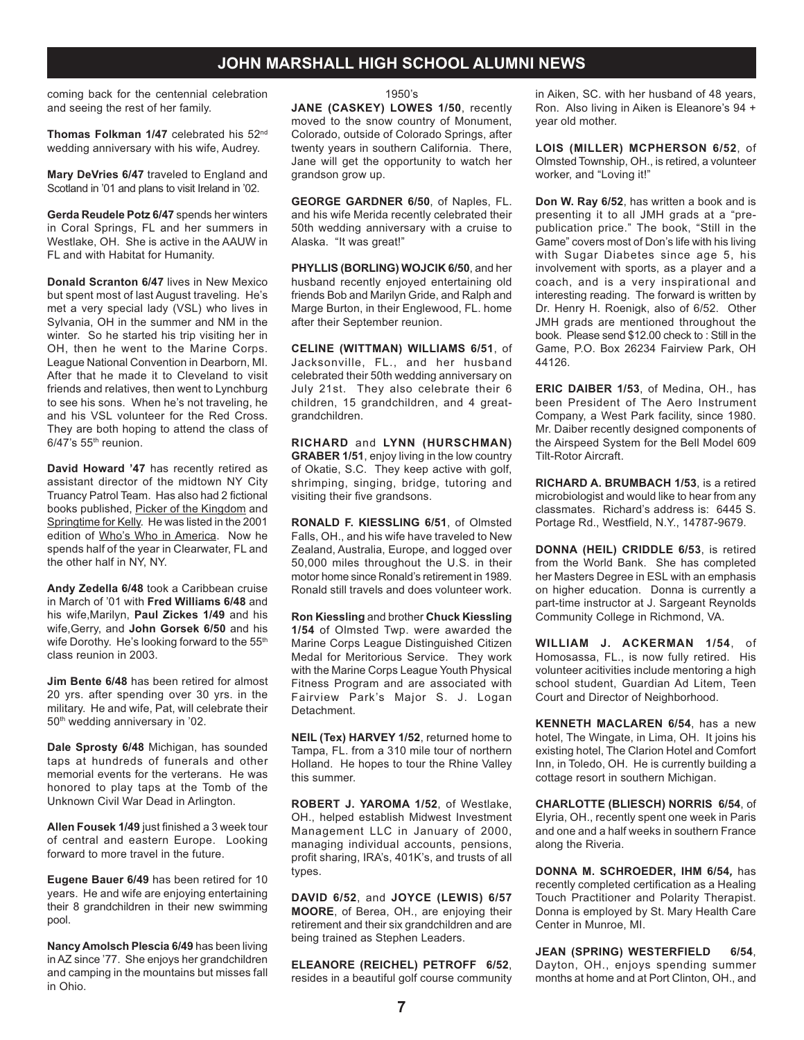coming back for the centennial celebration and seeing the rest of her family.

**Thomas Folkman 1/47** celebrated his 52nd wedding anniversary with his wife, Audrey.

**Mary DeVries 6/47** traveled to England and Scotland in '01 and plans to visit Ireland in '02.

**Gerda Reudele Potz 6/47** spends her winters in Coral Springs, FL and her summers in Westlake, OH. She is active in the AAUW in FL and with Habitat for Humanity.

**Donald Scranton 6/47** lives in New Mexico but spent most of last August traveling. He's met a very special lady (VSL) who lives in Sylvania, OH in the summer and NM in the winter. So he started his trip visiting her in OH, then he went to the Marine Corps. League National Convention in Dearborn, MI. After that he made it to Cleveland to visit friends and relatives, then went to Lynchburg to see his sons. When he's not traveling, he and his VSL volunteer for the Red Cross. They are both hoping to attend the class of 6/47's 55th reunion.

**David Howard '47** has recently retired as assistant director of the midtown NY City Truancy Patrol Team. Has also had 2 fictional books published, Picker of the Kingdom and Springtime for Kelly. He was listed in the 2001 edition of Who's Who in America. Now he spends half of the year in Clearwater, FL and the other half in NY, NY.

**Andy Zedella 6/48** took a Caribbean cruise in March of '01 with **Fred Williams 6/48** and his wife,Marilyn, **Paul Zickes 1/49** and his wife,Gerry, and **John Gorsek 6/50** and his wife Dorothy. He's looking forward to the 55th class reunion in 2003.

**Jim Bente 6/48** has been retired for almost 20 yrs. after spending over 30 yrs. in the military. He and wife, Pat, will celebrate their 50th wedding anniversary in '02.

**Dale Sprosty 6/48** Michigan, has sounded taps at hundreds of funerals and other memorial events for the verterans. He was honored to play taps at the Tomb of the Unknown Civil War Dead in Arlington.

**Allen Fousek 1/49** just finished a 3 week tour of central and eastern Europe. Looking forward to more travel in the future.

**Eugene Bauer 6/49** has been retired for 10 years. He and wife are enjoying entertaining their 8 grandchildren in their new swimming pool.

**Nancy Amolsch Plescia 6/49** has been living in AZ since '77. She enjoys her grandchildren and camping in the mountains but misses fall in Ohio.

1950's

**JANE (CASKEY) LOWES 1/50**, recently moved to the snow country of Monument, Colorado, outside of Colorado Springs, after twenty years in southern California. There, Jane will get the opportunity to watch her grandson grow up.

**GEORGE GARDNER 6/50**, of Naples, FL. and his wife Merida recently celebrated their 50th wedding anniversary with a cruise to Alaska. "It was great!"

**PHYLLIS (BORLING) WOJCIK 6/50**, and her husband recently enjoyed entertaining old friends Bob and Marilyn Gride, and Ralph and Marge Burton, in their Englewood, FL. home after their September reunion.

**CELINE (WITTMAN) WILLIAMS 6/51**, of Jacksonville, FL., and her husband celebrated their 50th wedding anniversary on July 21st. They also celebrate their 6 children, 15 grandchildren, and 4 great-grandchildren.

**RICHARD** and **LYNN (HURSCHMAN) GRABER 1/51**, enjoy living in the low country of Okatie, S.C. They keep active with golf, shrimping, singing, bridge, tutoring and visiting their five grandsons.

**RONALD F. KIESSLING 6/51**, of Olmsted Falls, OH., and his wife have traveled to New Zealand, Australia, Europe, and logged over 50,000 miles throughout the U.S. in their motor home since Ronald's retirement in 1989. Ronald still travels and does volunteer work.

**Ron Kiessling** and brother **Chuck Kiessling 1/54** of Olmsted Twp. were awarded the Marine Corps League Distinguished Citizen Medal for Meritorious Service. They work with the Marine Corps League Youth Physical Fitness Program and are associated with Fairview Park's Major S. J. Logan Detachment.

**NEIL (Tex) HARVEY 1/52**, returned home to Tampa, FL. from a 310 mile tour of northern Holland. He hopes to tour the Rhine Valley this summer.

**ROBERT J. YAROMA 1/52**, of Westlake, OH., helped establish Midwest Investment Management LLC in January of 2000, managing individual accounts, pensions, profit sharing, IRA's, 401K's, and trusts of all types.

**DAVID 6/52**, and **JOYCE (LEWIS) 6/57 MOORE**, of Berea, OH., are enjoying their retirement and their six grandchildren and are being trained as Stephen Leaders.

**ELEANORE (REICHEL) PETROFF 6/52**, resides in a beautiful golf course community in Aiken, SC. with her husband of 48 years, Ron. Also living in Aiken is Eleanore's 94 + year old mother.

**LOIS (MILLER) MCPHERSON 6/52**, of Olmsted Township, OH., is retired, a volunteer worker, and "Loving it!"

**Don W. Ray 6/52**, has written a book and is presenting it to all JMH grads at a "pre-publication price." The book, "Still in the Game" covers most of Don's life with his living with Sugar Diabetes since age 5, his involvement with sports, as a player and a coach, and is a very inspirational and interesting reading. The forward is written by Dr. Henry H. Roenigk, also of 6/52. Other JMH grads are mentioned throughout the book. Please send $12.00 check to : Still in the Game, P.O. Box 26234 Fairview Park, OH 44126.

**ERIC DAIBER 1/53**, of Medina, OH., has been President of The Aero Instrument Company, a West Park facility, since 1980. Mr. Daiber recently designed components of the Airspeed System for the Bell Model 609 Tilt-Rotor Aircraft.

**RICHARD A. BRUMBACH 1/53**, is a retired microbiologist and would like to hear from any classmates. Richard's address is: 6445 S. Portage Rd., Westfield, N.Y., 14787-9679.

**DONNA (HEIL) CRIDDLE 6/53**, is retired from the World Bank. She has completed her Masters Degree in ESL with an emphasis on higher education. Donna is currently a part-time instructor at J. Sargeant Reynolds Community College in Richmond, VA.

**WILLIAM J. ACKERMAN 1/54**, of Homosassa, FL., is now fully retired. His volunteer acitivities include mentoring a high school student, Guardian Ad Litem, Teen Court and Director of Neighborhood.

**KENNETH MACLAREN 6/54**, has a new hotel, The Wingate, in Lima, OH. It joins his existing hotel, The Clarion Hotel and Comfort Inn, in Toledo, OH. He is currently building a cottage resort in southern Michigan.

**CHARLOTTE (BLIESCH) NORRIS 6/54**, of Elyria, OH., recently spent one week in Paris and one and a half weeks in southern France along the Riveria.

**DONNA M. SCHROEDER, IHM 6/54,** has recently completed certification as a Healing Touch Practitioner and Polarity Therapist. Donna is employed by St. Mary Health Care Center in Munroe, MI.

**JEAN (SPRING) WESTERFIELD 6/54**, Dayton, OH., enjoys spending summer months at home and at Port Clinton, OH., and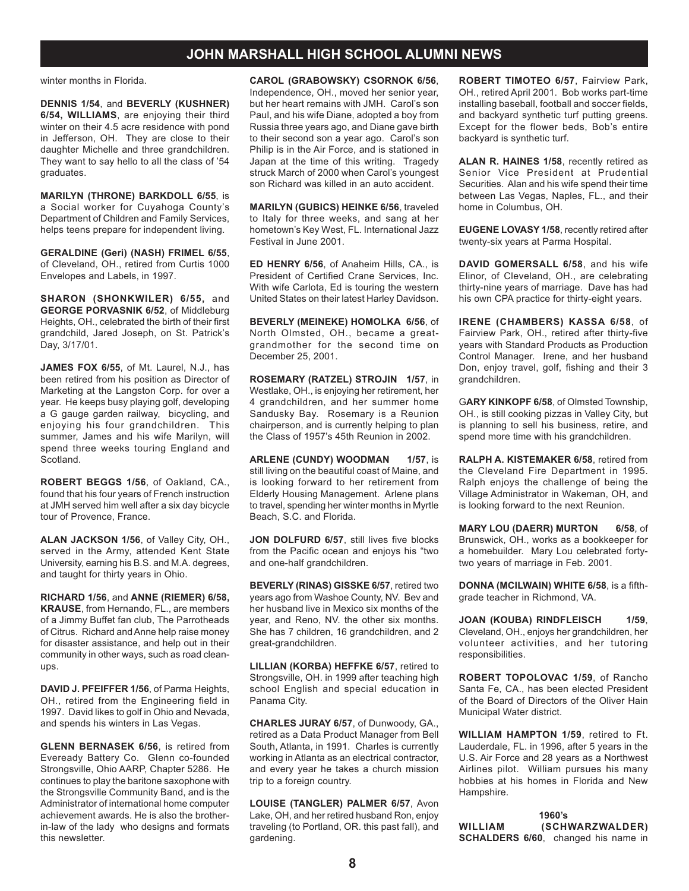winter months in Florida.

**DENNIS 1/54**, and **BEVERLY (KUSHNER) 6/54, WILLIAMS**, are enjoying their third winter on their 4.5 acre residence with pond in Jefferson, OH. They are close to their daughter Michelle and three grandchildren. They want to say hello to all the class of '54 graduates.

**MARILYN (THRONE) BARKDOLL 6/55**, is a Social worker for Cuyahoga County's Department of Children and Family Services, helps teens prepare for independent living.

**GERALDINE (Geri) (NASH) FRIMEL 6/55**, of Cleveland, OH., retired from Curtis 1000 Envelopes and Labels, in 1997.

**SHARON (SHONKWILER) 6/55,** and **GEORGE PORVASNIK 6/52**, of Middleburg Heights, OH., celebrated the birth of their first grandchild, Jared Joseph, on St. Patrick's Day, 3/17/01.

**JAMES FOX 6/55**, of Mt. Laurel, N.J., has been retired from his position as Director of Marketing at the Langston Corp. for over a year. He keeps busy playing golf, developing a G gauge garden railway, bicycling, and enjoying his four grandchildren. This summer, James and his wife Marilyn, will spend three weeks touring England and Scotland.

**ROBERT BEGGS 1/56**, of Oakland, CA., found that his four years of French instruction at JMH served him well after a six day bicycle tour of Provence, France.

**ALAN JACKSON 1/56**, of Valley City, OH., served in the Army, attended Kent State University, earning his B.S. and M.A. degrees, and taught for thirty years in Ohio.

**RICHARD 1/56**, and **ANNE (RIEMER) 6/58, KRAUSE**, from Hernando, FL., are members of a Jimmy Buffet fan club, The Parrotheads of Citrus. Richard and Anne help raise money for disaster assistance, and help out in their community in other ways, such as road clean-ups.

**DAVID J. PFEIFFER 1/56**, of Parma Heights, OH., retired from the Engineering field in 1997. David likes to golf in Ohio and Nevada, and spends his winters in Las Vegas.

**GLENN BERNASEK 6/56**, is retired from Eveready Battery Co. Glenn co-founded Strongsville, Ohio AARP, Chapter 5286. He continues to play the baritone saxophone with the Strongsville Community Band, and is the Administrator of international home computer achievement awards. He is also the brother-in-law of the lady who designs and formats this newsletter.

**CAROL (GRABOWSKY) CSORNOK 6/56**, Independence, OH., moved her senior year, but her heart remains with JMH. Carol's son Paul, and his wife Diane, adopted a boy from Russia three years ago, and Diane gave birth to their second son a year ago. Carol's son Philip is in the Air Force, and is stationed in Japan at the time of this writing. Tragedy struck March of 2000 when Carol's youngest son Richard was killed in an auto accident.

**MARILYN (GUBICS) HEINKE 6/56**, traveled to Italy for three weeks, and sang at her hometown's Key West, FL. International Jazz Festival in June 2001.

**ED HENRY 6/56**, of Anaheim Hills, CA., is President of Certified Crane Services, Inc. With wife Carlota, Ed is touring the western United States on their latest Harley Davidson.

**BEVERLY (MEINEKE) HOMOLKA 6/56**, of North Olmsted, OH., became a great-grandmother for the second time on December 25, 2001.

**ROSEMARY (RATZEL) STROJIN 1/57**, in Westlake, OH., is enjoying her retirement, her 4 grandchildren, and her summer home Sandusky Bay. Rosemary is a Reunion chairperson, and is currently helping to plan the Class of 1957's 45th Reunion in 2002.

**ARLENE (CUNDY) WOODMAN 1/57**, is still living on the beautiful coast of Maine, and is looking forward to her retirement from Elderly Housing Management. Arlene plans to travel, spending her winter months in Myrtle Beach, S.C. and Florida.

**JON DOLFURD 6/57**, still lives five blocks from the Pacific ocean and enjoys his "two and one-half grandchildren.

**BEVERLY (RINAS) GISSKE 6/57**, retired two years ago from Washoe County, NV. Bev and her husband live in Mexico six months of the year, and Reno, NV. the other six months. She has 7 children, 16 grandchildren, and 2 great-grandchildren.

**LILLIAN (KORBA) HEFFKE 6/57**, retired to Strongsville, OH. in 1999 after teaching high school English and special education in Panama City.

**CHARLES JURAY 6/57**, of Dunwoody, GA., retired as a Data Product Manager from Bell South, Atlanta, in 1991. Charles is currently working in Atlanta as an electrical contractor, and every year he takes a church mission trip to a foreign country.

**LOUISE (TANGLER) PALMER 6/57**, Avon Lake, OH, and her retired husband Ron, enjoy traveling (to Portland, OR. this past fall), and gardening.

**ROBERT TIMOTEO 6/57**, Fairview Park, OH., retired April 2001. Bob works part-time installing baseball, football and soccer fields, and backyard synthetic turf putting greens. Except for the flower beds, Bob's entire backyard is synthetic turf.

**ALAN R. HAINES 1/58**, recently retired as Senior Vice President at Prudential Securities. Alan and his wife spend their time between Las Vegas, Naples, FL., and their home in Columbus, OH.

**EUGENE LOVASY 1/58**, recently retired after twenty-six years at Parma Hospital.

**DAVID GOMERSALL 6/58**, and his wife Elinor, of Cleveland, OH., are celebrating thirty-nine years of marriage. Dave has had his own CPA practice for thirty-eight years.

**IRENE (CHAMBERS) KASSA 6/58**, of Fairview Park, OH., retired after thirty-five years with Standard Products as Production Control Manager. Irene, and her husband Don, enjoy travel, golf, fishing and their 3 grandchildren.

G**ARY KINKOPF 6/58**, of Olmsted Township, OH., is still cooking pizzas in Valley City, but is planning to sell his business, retire, and spend more time with his grandchildren.

**RALPH A. KISTEMAKER 6/58**, retired from the Cleveland Fire Department in 1995. Ralph enjoys the challenge of being the Village Administrator in Wakeman, OH, and is looking forward to the next Reunion.

**MARY LOU (DAERR) MURTON 6/58**, of Brunswick, OH., works as a bookkeeper for a homebuilder. Mary Lou celebrated forty-two years of marriage in Feb. 2001.

**DONNA (MCILWAIN) WHITE 6/58**, is a fifth-grade teacher in Richmond, VA.

**JOAN (KOUBA) RINDFLEISCH 1/59**, Cleveland, OH., enjoys her grandchildren, her volunteer activities, and her tutoring responsibilities.

**ROBERT TOPOLOVAC 1/59**, of Rancho Santa Fe, CA., has been elected President of the Board of Directors of the Oliver Hain Municipal Water district.

**WILLIAM HAMPTON 1/59**, retired to Ft. Lauderdale, FL. in 1996, after 5 years in the U.S. Air Force and 28 years as a Northwest Airlines pilot. William pursues his many hobbies at his homes in Florida and New Hampshire.

### 1960's

**WILLIAM (SCHWARZWALDER) SCHALDERS 6/60**, changed his name in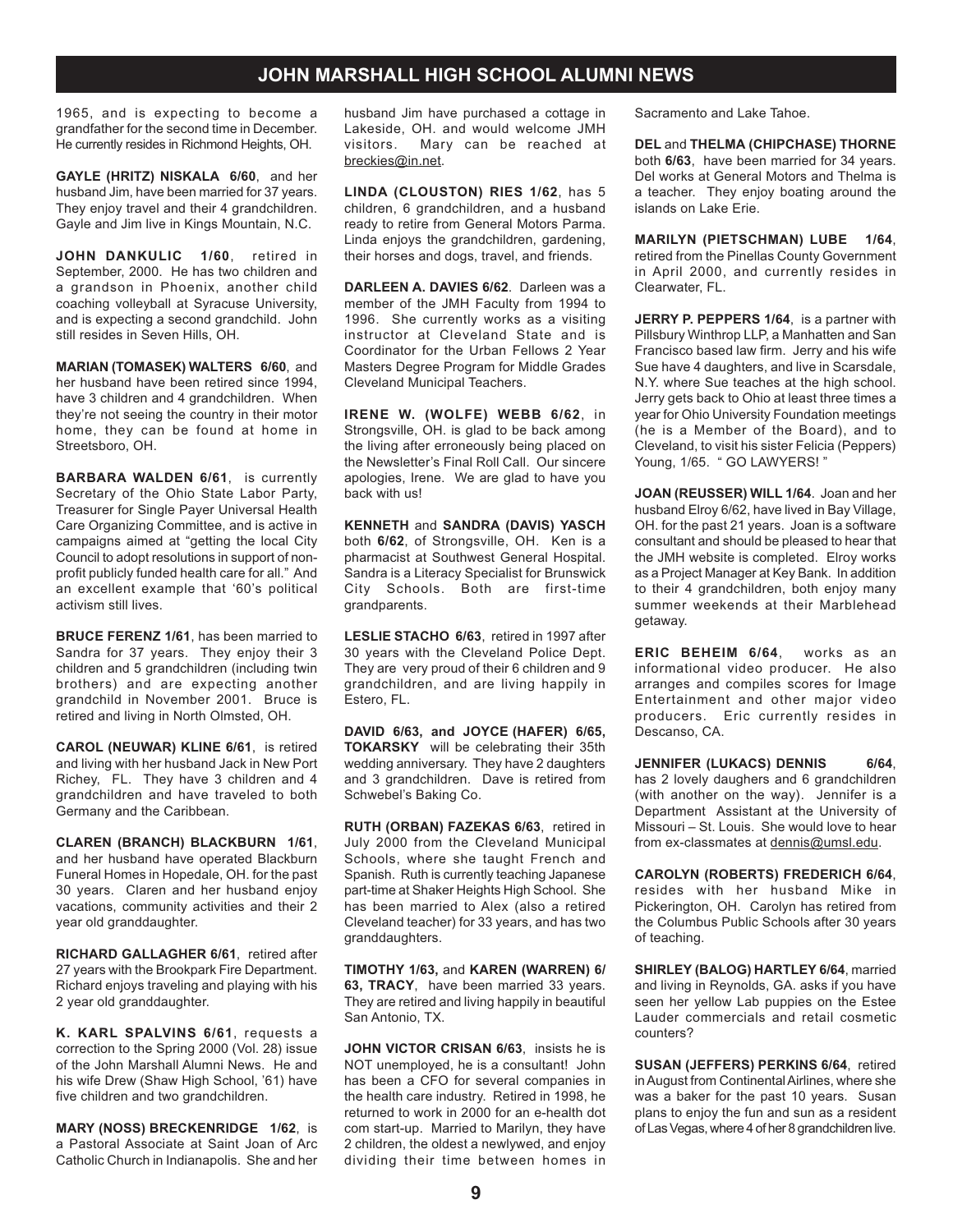## JOHN MARSHALL HIGH SCHOOL ALUMNI NEWS

1965, and is expecting to become a grandfather for the second time in December. He currently resides in Richmond Heights, OH.

**GAYLE (HRITZ) NISKALA 6/60**, and her husband Jim, have been married for 37 years. They enjoy travel and their 4 grandchildren. Gayle and Jim live in Kings Mountain, N.C.

**JOHN DANKULIC 1/60**, retired in September, 2000. He has two children and a grandson in Phoenix, another child coaching volleyball at Syracuse University, and is expecting a second grandchild. John still resides in Seven Hills, OH.

**MARIAN (TOMASEK) WALTERS 6/60**, and her husband have been retired since 1994, have 3 children and 4 grandchildren. When they're not seeing the country in their motor home, they can be found at home in Streetsboro, OH.

**BARBARA WALDEN 6/61**, is currently Secretary of the Ohio State Labor Party, Treasurer for Single Payer Universal Health Care Organizing Committee, and is active in campaigns aimed at "getting the local City Council to adopt resolutions in support of non-profit publicly funded health care for all." And an excellent example that '60's political activism still lives.

**BRUCE FERENZ 1/61**, has been married to Sandra for 37 years. They enjoy their 3 children and 5 grandchildren (including twin brothers) and are expecting another grandchild in November 2001. Bruce is retired and living in North Olmsted, OH.

**CAROL (NEUWAR) KLINE 6/61**, is retired and living with her husband Jack in New Port Richey, FL. They have 3 children and 4 grandchildren and have traveled to both Germany and the Caribbean.

**CLAREN (BRANCH) BLACKBURN 1/61**, and her husband have operated Blackburn Funeral Homes in Hopedale, OH. for the past 30 years. Claren and her husband enjoy vacations, community activities and their 2 year old granddaughter.

**RICHARD GALLAGHER 6/61**, retired after 27 years with the Brookpark Fire Department. Richard enjoys traveling and playing with his 2 year old granddaughter.

**K. KARL SPALVINS 6/61**, requests a correction to the Spring 2000 (Vol. 28) issue of the John Marshall Alumni News. He and his wife Drew (Shaw High School, '61) have five children and two grandchildren.

**MARY (NOSS) BRECKENRIDGE 1/62**, is a Pastoral Associate at Saint Joan of Arc Catholic Church in Indianapolis. She and her husband Jim have purchased a cottage in Lakeside, OH. and would welcome JMH visitors. Mary can be reached at breckies@in.net.

**LINDA (CLOUSTON) RIES 1/62**, has 5 children, 6 grandchildren, and a husband ready to retire from General Motors Parma. Linda enjoys the grandchildren, gardening, their horses and dogs, travel, and friends.

**DARLEEN A. DAVIES 6/62**. Darleen was a member of the JMH Faculty from 1994 to 1996. She currently works as a visiting instructor at Cleveland State and is Coordinator for the Urban Fellows 2 Year Masters Degree Program for Middle Grades Cleveland Municipal Teachers.

**IRENE W. (WOLFE) WEBB 6/62**, in Strongsville, OH. is glad to be back among the living after erroneously being placed on the Newsletter's Final Roll Call. Our sincere apologies, Irene. We are glad to have you back with us!

**KENNETH** and **SANDRA (DAVIS) YASCH** both **6/62**, of Strongsville, OH. Ken is a pharmacist at Southwest General Hospital. Sandra is a Literacy Specialist for Brunswick City Schools. Both are first-time grandparents.

**LESLIE STACHO 6/63**, retired in 1997 after 30 years with the Cleveland Police Dept. They are very proud of their 6 children and 9 grandchildren, and are living happily in Estero, FL.

**DAVID 6/63, and JOYCE (HAFER) 6/65, TOKARSKY** will be celebrating their 35th wedding anniversary. They have 2 daughters and 3 grandchildren. Dave is retired from Schwebel's Baking Co.

**RUTH (ORBAN) FAZEKAS 6/63**, retired in July 2000 from the Cleveland Municipal Schools, where she taught French and Spanish. Ruth is currently teaching Japanese part-time at Shaker Heights High School. She has been married to Alex (also a retired Cleveland teacher) for 33 years, and has two granddaughters.

**TIMOTHY 1/63,** and **KAREN (WARREN) 6/63, TRACY**, have been married 33 years. They are retired and living happily in beautiful San Antonio, TX.

**JOHN VICTOR CRISAN 6/63**, insists he is NOT unemployed, he is a consultant! John has been a CFO for several companies in the health care industry. Retired in 1998, he returned to work in 2000 for an e-health dot com start-up. Married to Marilyn, they have 2 children, the oldest a newlywed, and enjoy dividing their time between homes in Sacramento and Lake Tahoe.

**DEL** and **THELMA (CHIPCHASE) THORNE** both **6/63**, have been married for 34 years. Del works at General Motors and Thelma is a teacher. They enjoy boating around the islands on Lake Erie.

**MARILYN (PIETSCHMAN) LUBE 1/64**, retired from the Pinellas County Government in April 2000, and currently resides in Clearwater, FL.

**JERRY P. PEPPERS 1/64**, is a partner with Pillsbury Winthrop LLP, a Manhatten and San Francisco based law firm. Jerry and his wife Sue have 4 daughters, and live in Scarsdale, N.Y. where Sue teaches at the high school. Jerry gets back to Ohio at least three times a year for Ohio University Foundation meetings (he is a Member of the Board), and to Cleveland, to visit his sister Felicia (Peppers) Young, 1/65. " GO LAWYERS! "

**JOAN (REUSSER) WILL 1/64**. Joan and her husband Elroy 6/62, have lived in Bay Village, OH. for the past 21 years. Joan is a software consultant and should be pleased to hear that the JMH website is completed. Elroy works as a Project Manager at Key Bank. In addition to their 4 grandchildren, both enjoy many summer weekends at their Marblehead getaway.

**ERIC BEHEIM 6/64**, works as an informational video producer. He also arranges and compiles scores for Image Entertainment and other major video producers. Eric currently resides in Descanso, CA.

**JENNIFER (LUKACS) DENNIS 6/64**, has 2 lovely daughers and 6 grandchildren (with another on the way). Jennifer is a Department Assistant at the University of Missouri – St. Louis. She would love to hear from ex-classmates at dennis@umsl.edu.

**CAROLYN (ROBERTS) FREDERICH 6/64**, resides with her husband Mike in Pickerington, OH. Carolyn has retired from the Columbus Public Schools after 30 years of teaching.

**SHIRLEY (BALOG) HARTLEY 6/64**, married and living in Reynolds, GA. asks if you have seen her yellow Lab puppies on the Estee Lauder commercials and retail cosmetic counters?

**SUSAN (JEFFERS) PERKINS 6/64**, retired in August from Continental Airlines, where she was a baker for the past 10 years. Susan plans to enjoy the fun and sun as a resident of Las Vegas, where 4 of her 8 grandchildren live.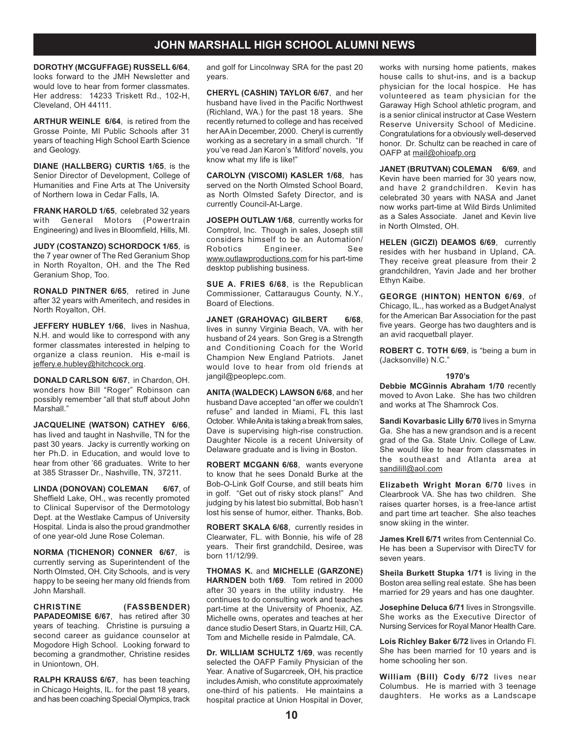## JOHN MARSHALL HIGH SCHOOL ALUMNI NEWS

**DOROTHY (MCGUFFAGE) RUSSELL 6/64**, looks forward to the JMH Newsletter and would love to hear from former classmates. Her address: 14233 Triskett Rd., 102-H, Cleveland, OH 44111.

**ARTHUR WEINLE 6/64**, is retired from the Grosse Pointe, MI Public Schools after 31 years of teaching High School Earth Science and Geology.

**DIANE (HALLBERG) CURTIS 1/65**, is the Senior Director of Development, College of Humanities and Fine Arts at The University of Northern Iowa in Cedar Falls, IA.

**FRANK HAROLD 1/65**, celebrated 32 years with General Motors (Powertrain Engineering) and lives in Bloomfield, Hills, MI.

**JUDY (COSTANZO) SCHORDOCK 1/65**, is the 7 year owner of The Red Geranium Shop in North Royalton, OH. and the The Red Geranium Shop, Too.

**RONALD PINTNER 6/65**, retired in June after 32 years with Ameritech, and resides in North Royalton, OH.

**JEFFERY HUBLEY 1/66**, lives in Nashua, N.H. and would like to correspond with any former classmates interested in helping to organize a class reunion. His e-mail is jeffery.e.hubley@hitchcock.org.

**DONALD CARLSON 6/67**, in Chardon, OH. wonders how Bill "Roger" Robinson can possibly remember "all that stuff about John Marshall."

**JACQUELINE (WATSON) CATHEY 6/66**, has lived and taught in Nashville, TN for the past 30 years. Jacky is currently working on her Ph.D. in Education, and would love to hear from other '66 graduates. Write to her at 385 Strasser Dr., Nashville, TN, 37211.

**LINDA (DONOVAN) COLEMAN 6/67**, of Sheffield Lake, OH., was recently promoted to Clinical Supervisor of the Dermotology Dept. at the Westlake Campus of University Hospital. Linda is also the proud grandmother of one year-old June Rose Coleman.

**NORMA (TICHENOR) CONNER 6/67**, is currently serving as Superintendent of the North Olmsted, OH. City Schools, and is very happy to be seeing her many old friends from John Marshall.

**CHRISTINE (FASSBENDER) PAPADEOMISE 6/67**, has retired after 30 years of teaching. Christine is pursuing a second career as guidance counselor at Mogodore High School. Looking forward to becoming a grandmother, Christine resides in Uniontown, OH.

**RALPH KRAUSS 6/67**, has been teaching in Chicago Heights, IL. for the past 18 years, and has been coaching Special Olympics, track and golf for Lincolnway SRA for the past 20 years.

**CHERYL (CASHIN) TAYLOR 6/67**, and her husband have lived in the Pacific Northwest (Richland, WA.) for the past 18 years. She recently returned to college and has received her AA in December, 2000. Cheryl is currently working as a secretary in a small church. "If you've read Jan Karon's 'Mitford' novels, you know what my life is like!"

**CAROLYN (VISCOMI) KASLER 1/68**, has served on the North Olmsted School Board, as North Olmsted Safety Director, and is currently Council-At-Large.

**JOSEPH OUTLAW 1/68**, currently works for Comptrol, Inc. Though in sales, Joseph still considers himself to be an Automation/ Robotics Engineer. See www.outlawproductions.com for his part-time desktop publishing business.

**SUE A. FRIES 6/68**, is the Republican Commissioner, Cattaraugus County, N.Y., Board of Elections.

**JANET (GRAHOVAC) GILBERT 6/68**, lives in sunny Virginia Beach, VA. with her husband of 24 years. Son Greg is a Strength and Conditioning Coach for the World Champion New England Patriots. Janet would love to hear from old friends at jangil@peoplepc.com.

**ANITA (WALDECK) LAWSON 6/68**, and her husband Dave accepted "an offer we couldn't refuse" and landed in Miami, FL this last October. While Anita is taking a break from sales, Dave is supervising high-rise construction. Daughter Nicole is a recent University of Delaware graduate and is living in Boston.

**ROBERT MCGANN 6/68**, wants everyone to know that he sees Donald Burke at the Bob-O-Link Golf Course, and still beats him in golf. "Get out of risky stock plans!" And judging by his latest bio submittal, Bob hasn't lost his sense of humor, either. Thanks, Bob.

**ROBERT SKALA 6/68**, currently resides in Clearwater, FL. with Bonnie, his wife of 28 years. Their first grandchild, Desiree, was born 11/12/99.

**THOMAS K.** and **MICHELLE (GARZONE) HARNDEN** both **1/69**. Tom retired in 2000 after 30 years in the utility industry. He continues to do consulting work and teaches part-time at the University of Phoenix, AZ. Michelle owns, operates and teaches at her dance studio Desert Stars, in Quartz Hill, CA. Tom and Michelle reside in Palmdale, CA.

**Dr. WILLIAM SCHULTZ 1/69**, was recently selected the OAFP Family Physician of the Year. A native of Sugarcreek, OH, his practice includes Amish, who constitute approximately one-third of his patients. He maintains a hospital practice at Union Hospital in Dover, works with nursing home patients, makes house calls to shut-ins, and is a backup physician for the local hospice. He has volunteered as team physician for the Garaway High School athletic program, and is a senior clinical instructor at Case Western Reserve University School of Medicine. Congratulations for a obviously well-deserved honor. Dr. Schultz can be reached in care of OAFP at mail@ohioafp.org

**JANET (BRUTVAN) COLEMAN 6/69**, and Kevin have been married for 30 years now, and have 2 grandchildren. Kevin has celebrated 30 years with NASA and Janet now works part-time at Wild Birds Unlimited as a Sales Associate. Janet and Kevin live in North Olmsted, OH.

**HELEN (GICZI) DEAMOS 6/69**, currently resides with her husband in Upland, CA. They receive great pleasure from their 2 grandchildren, Yavin Jade and her brother Ethyn Kaibe.

**GEORGE (HINTON) HENTON 6/69**, of Chicago, IL., has worked as a Budget Analyst for the American Bar Association for the past five years. George has two daughters and is an avid racquetball player.

**ROBERT C. TOTH 6/69**, is "being a bum in (Jacksonville) N.C."

### 1970's

**Debbie MCGinnis Abraham 1/70** recently moved to Avon Lake. She has two children and works at The Shamrock Cos.

**Sandi Kovarbasic Lilly 6/70** lives in Smyrna Ga. She has a new grandson and is a recent grad of the Ga. State Univ. College of Law. She would like to hear from classmates in the southeast and Atlanta area at sandilill@aol.com

**Elizabeth Wright Moran 6/70** lives in Clearbrook VA. She has two children. She raises quarter horses, is a free-lance artist and part time art teacher. She also teaches snow skiing in the winter.

**James Krell 6/71** writes from Centennial Co. He has been a Supervisor with DirecTV for seven years.

**Sheila Burkett Stupka 1/71** is living in the Boston area selling real estate. She has been married for 29 years and has one daughter.

**Josephine Deluca 6/71** lives in Strongsville. She works as the Executive Director of Nursing Services for Royal Manor Health Care.

**Lois Richley Baker 6/72** lives in Orlando Fl. She has been married for 10 years and is home schooling her son.

**William (Bill) Cody 6/72** lives near Columbus. He is married with 3 teenage daughters. He works as a Landscape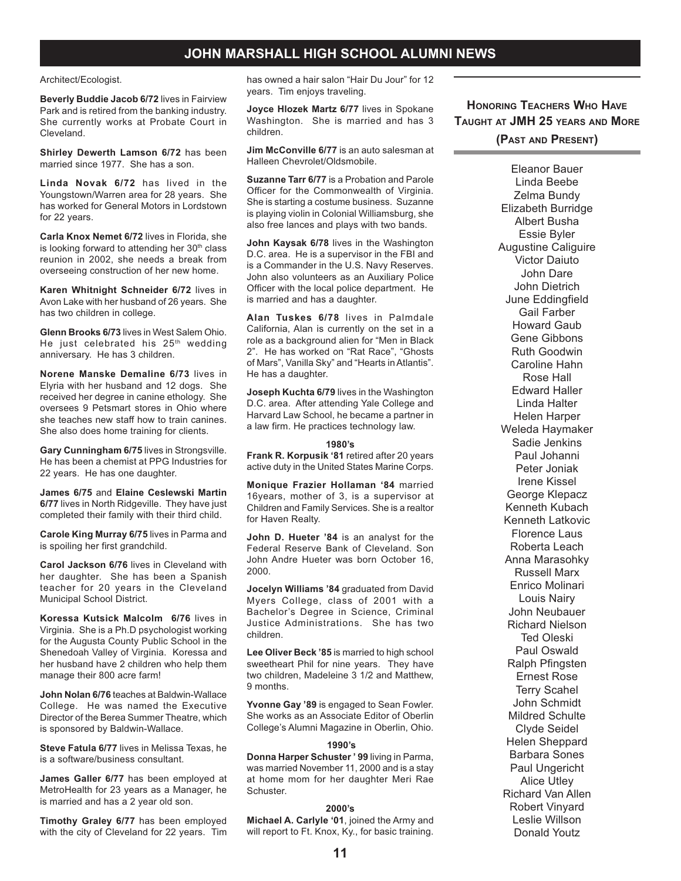Architect/Ecologist.

**Beverly Buddie Jacob 6/72** lives in Fairview Park and is retired from the banking industry. She currently works at Probate Court in Cleveland.

**Shirley Dewerth Lamson 6/72** has been married since 1977. She has a son.

**Linda Novak 6/72** has lived in the Youngstown/Warren area for 28 years. She has worked for General Motors in Lordstown for 22 years.

**Carla Knox Nemet 6/72** lives in Florida, she is looking forward to attending her 30th class reunion in 2002, she needs a break from overseeing construction of her new home.

**Karen Whitnight Schneider 6/72** lives in Avon Lake with her husband of 26 years. She has two children in college.

**Glenn Brooks 6/73** lives in West Salem Ohio. He just celebrated his 25th wedding anniversary. He has 3 children.

**Norene Manske Demaline 6/73** lives in Elyria with her husband and 12 dogs. She received her degree in canine ethology. She oversees 9 Petsmart stores in Ohio where she teaches new staff how to train canines. She also does home training for clients.

**Gary Cunningham 6/75** lives in Strongsville. He has been a chemist at PPG Industries for 22 years. He has one daughter.

**James 6/75** and **Elaine Ceslewski Martin 6/77** lives in North Ridgeville. They have just completed their family with their third child.

**Carole King Murray 6/75** lives in Parma and is spoiling her first grandchild.

**Carol Jackson 6/76** lives in Cleveland with her daughter. She has been a Spanish teacher for 20 years in the Cleveland Municipal School District.

**Koressa Kutsick Malcolm 6/76** lives in Virginia. She is a Ph.D psychologist working for the Augusta County Public School in the Shenedoah Valley of Virginia. Koressa and her husband have 2 children who help them manage their 800 acre farm!

**John Nolan 6/76** teaches at Baldwin-Wallace College. He was named the Executive Director of the Berea Summer Theatre, which is sponsored by Baldwin-Wallace.

**Steve Fatula 6/77** lives in Melissa Texas, he is a software/business consultant.

**James Galler 6/77** has been employed at MetroHealth for 23 years as a Manager, he is married and has a 2 year old son.

**Timothy Graley 6/77** has been employed with the city of Cleveland for 22 years. Tim has owned a hair salon "Hair Du Jour" for 12 years. Tim enjoys traveling.

**Joyce Hlozek Martz 6/77** lives in Spokane Washington. She is married and has 3 children.

**Jim McConville 6/77** is an auto salesman at Halleen Chevrolet/Oldsmobile.

**Suzanne Tarr 6/77** is a Probation and Parole Officer for the Commonwealth of Virginia. She is starting a costume business. Suzanne is playing violin in Colonial Williamsburg, she also free lances and plays with two bands.

**John Kaysak 6/78** lives in the Washington D.C. area. He is a supervisor in the FBI and is a Commander in the U.S. Navy Reserves. John also volunteers as an Auxiliary Police Officer with the local police department. He is married and has a daughter.

**Alan Tuskes 6/78** lives in Palmdale California, Alan is currently on the set in a role as a background alien for "Men in Black 2". He has worked on "Rat Race", "Ghosts of Mars", Vanilla Sky" and "Hearts in Atlantis". He has a daughter.

**Joseph Kuchta 6/79** lives in the Washington D.C. area. After attending Yale College and Harvard Law School, he became a partner in a law firm. He practices technology law.

**1980's**

**Frank R. Korpusik '81** retired after 20 years active duty in the United States Marine Corps.

**Monique Frazier Hollaman '84** married 16years, mother of 3, is a supervisor at Children and Family Services. She is a realtor for Haven Realty.

**John D. Hueter '84** is an analyst for the Federal Reserve Bank of Cleveland. Son John Andre Hueter was born October 16, 2000.

**Jocelyn Williams '84** graduated from David Myers College, class of 2001 with a Bachelor's Degree in Science, Criminal Justice Administrations. She has two children.

**Lee Oliver Beck '85** is married to high school sweetheart Phil for nine years. They have two children, Madeleine 3 1/2 and Matthew, 9 months.

**Yvonne Gay '89** is engaged to Sean Fowler. She works as an Associate Editor of Oberlin College's Alumni Magazine in Oberlin, Ohio.

**1990's**

**Donna Harper Schuster ' 99** living in Parma, was married November 11, 2000 and is a stay at home mom for her daughter Meri Rae Schuster.

**2000's**

**Michael A. Carlyle '01**, joined the Army and will report to Ft. Knox, Ky., for basic training.

## Honoring Teachers Who Have Taught at JMH 25 years and More (Past and Present)

Eleanor Bauer
Linda Beebe
Zelma Bundy
Elizabeth Burridge
Albert Busha
Essie Byler
Augustine Caliguire
Victor Daiuto
John Dare
John Dietrich
June Eddingfield
Gail Farber
Howard Gaub
Gene Gibbons
Ruth Goodwin
Caroline Hahn
Rose Hall
Edward Haller
Linda Halter
Helen Harper
Weleda Haymaker
Sadie Jenkins
Paul Johanni
Peter Joniak
Irene Kissel
George Klepacz
Kenneth Kubach
Kenneth Latkovic
Florence Laus
Roberta Leach
Anna Marasohky
Russell Marx
Enrico Molinari
Louis Nairy
John Neubauer
Richard Nielson
Ted Oleski
Paul Oswald
Ralph Pfingsten
Ernest Rose
Terry Scahel
John Schmidt
Mildred Schulte
Clyde Seidel
Helen Sheppard
Barbara Sones
Paul Ungericht
Alice Utley
Richard Van Allen
Robert Vinyard
Leslie Willson
Donald Youtz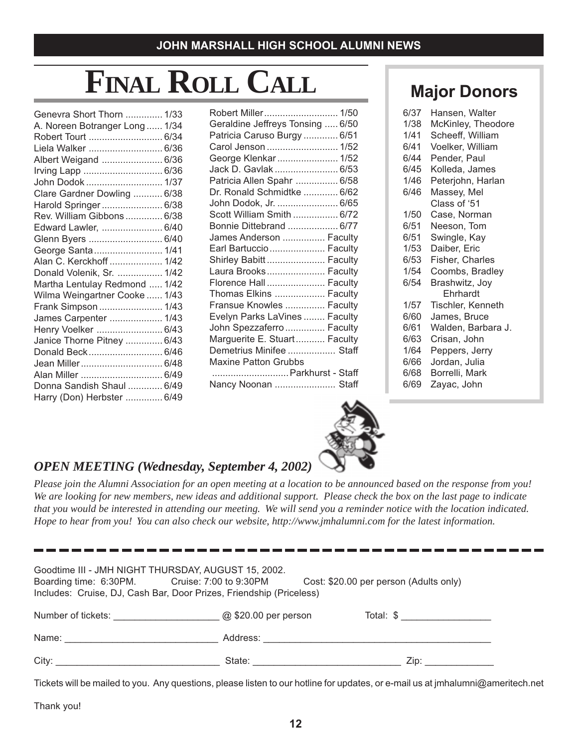# Final Roll Call

Genevra Short Thorn .............. 1/33
A. Noreen Botranger Long ...... 1/34
Robert Tourt ............................ 6/34
Liela Walker ............................ 6/36
Albert Weigand ....................... 6/36
Irving Lapp .............................. 6/36
John Dodok ............................. 1/37
Clare Gardner Dowling ........... 6/38
Harold Springer ....................... 6/38
Rev. William Gibbons .............. 6/38
Edward Lawler, ....................... 6/40
Glenn Byers ............................ 6/40
George Santa .......................... 1/41
Alan C. Kerckhoff .................... 1/42
Donald Volenik, Sr. ................. 1/42
Martha Lentulay Redmond ..... 1/42
Wilma Weingartner Cooke ...... 1/43
Frank Simpson ........................ 1/43
James Carpenter .................... 1/43
Henry Voelker ......................... 6/43
Janice Thorne Pitney .............. 6/43
Donald Beck ............................ 6/46
Jean Miller ............................... 6/48
Alan Miller ............................... 6/49
Donna Sandish Shaul ............. 6/49
Harry (Don) Herbster .............. 6/49
Robert Miller ............................ 1/50
Geraldine Jeffreys Tonsing ..... 6/50
Patricia Caruso Burgy ............. 6/51
Carol Jenson ........................... 1/52
George Klenkar ....................... 1/52
Jack D. Gavlak ........................ 6/53
Patricia Allen Spahr ................ 6/58
Dr. Ronald Schmidtke ............. 6/62
John Dodok, Jr. ....................... 6/65
Scott William Smith ................. 6/72
Bonnie Dittebrand ................... 6/77
James Anderson ................ Faculty
Earl Bartuccio ..................... Faculty
Shirley Babitt ...................... Faculty
Laura Brooks ...................... Faculty
Florence Hall ...................... Faculty
Thomas Elkins ................... Faculty
Fransue Knowles ............... Faculty
Evelyn Parks LaVines ........ Faculty
John Spezzaferro ............... Faculty
Marguerite E. Stuart ........... Faculty
Demetrius Minifee .................. Staff
Maxine Patton Grubbs ............................. Parkhurst - Staff
Nancy Noonan ....................... Staff

## Major Donors

| | |
|---|---|
| 6/37 | Hansen, Walter |
| 1/38 | McKinley, Theodore |
| 1/41 | Scheeff, William |
| 6/41 | Voelker, William |
| 6/44 | Pender, Paul |
| 6/45 | Kolleda, James |
| 1/46 | Peterjohn, Harlan |
| 6/46 | Massey, Mel |
| | Class of '51 |
| 1/50 | Case, Norman |
| 6/51 | Neeson, Tom |
| 6/51 | Swingle, Kay |
| 1/53 | Daiber, Eric |
| 6/53 | Fisher, Charles |
| 1/54 | Coombs, Bradley |
| 6/54 | Brashwitz, Joy Ehrhardt |
| 1/57 | Tischler, Kenneth |
| 6/60 | James, Bruce |
| 6/61 | Walden, Barbara J. |
| 6/63 | Crisan, John |
| 1/64 | Peppers, Jerry |
| 6/66 | Jordan, Julia |
| 6/68 | Borrelli, Mark |
| 6/69 | Zayac, John |

### *OPEN MEETING (Wednesday, September 4, 2002)*

*Please join the Alumni Association for an open meeting at a location to be announced based on the response from you! We are looking for new members, new ideas and additional support. Please check the box on the last page to indicate that you would be interested in attending our meeting. We will send you a reminder notice with the location indicated. Hope to hear from you! You can also check our website, http://www.jmhalumni.com for the latest information.*

---

Goodtime III - JMH NIGHT THURSDAY, AUGUST 15, 2002.
Boarding time: 6:30PM. Cruise: 7:00 to 9:30PM Cost: $20.00 per person (Adults only)
Includes: Cruise, DJ, Cash Bar, Door Prizes, Friendship (Priceless)

Number of tickets: ____________________ @ $20.00 per person Total: $ _________________

Name: ______________________________ Address: ____________________________________________

City: ________________________________ State: ____________________________ Zip: _____________

Tickets will be mailed to you. Any questions, please listen to our hotline for updates, or e-mail us at jmhalumni@ameritech.net

Thank you!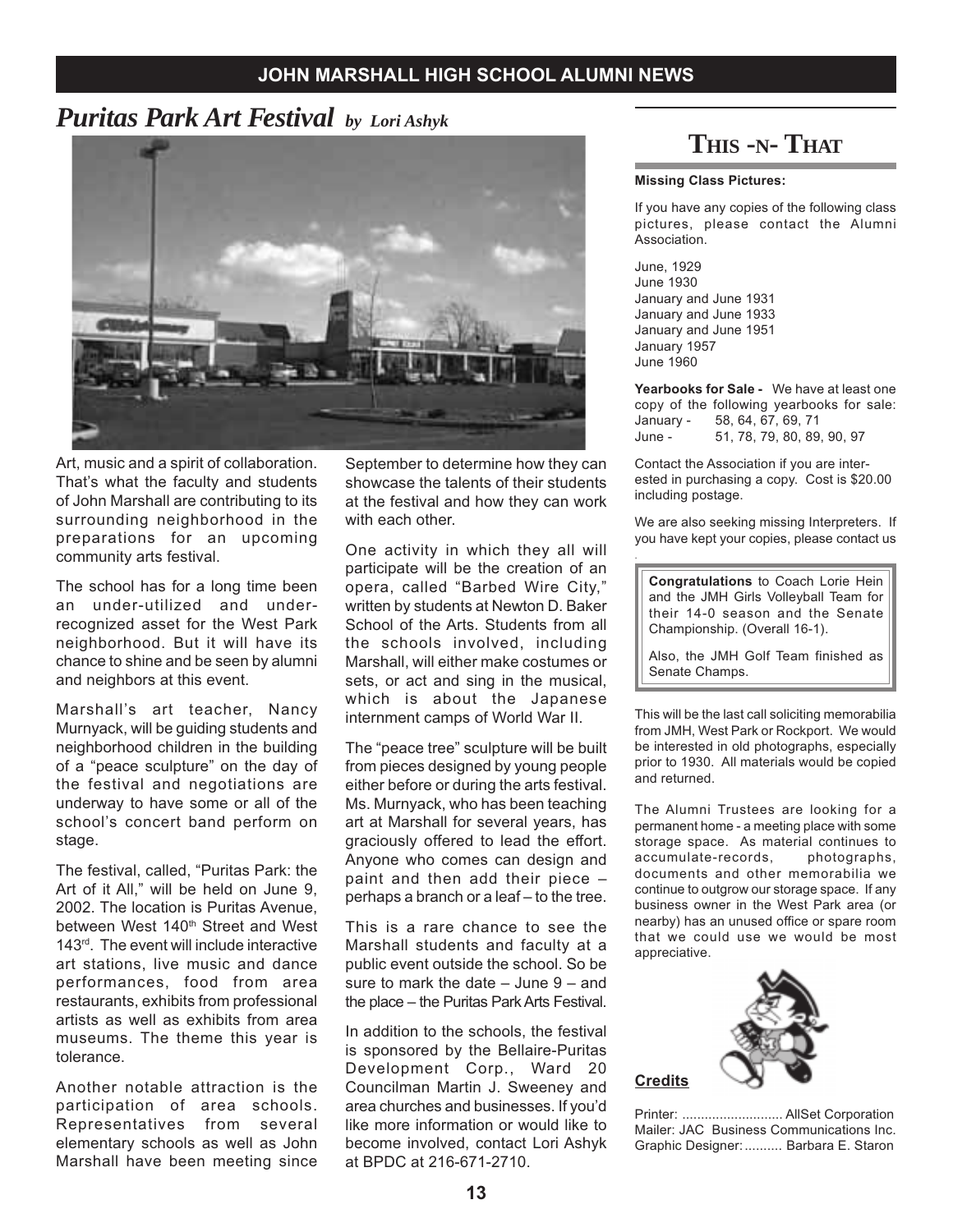# *Puritas Park Art Festival* *by Lori Ashyk*

Art, music and a spirit of collaboration. That's what the faculty and students of John Marshall are contributing to its surrounding neighborhood in the preparations for an upcoming community arts festival.

The school has for a long time been an under-utilized and under-recognized asset for the West Park neighborhood. But it will have its chance to shine and be seen by alumni and neighbors at this event.

Marshall's art teacher, Nancy Murnyack, will be guiding students and neighborhood children in the building of a "peace sculpture" on the day of the festival and negotiations are underway to have some or all of the school's concert band perform on stage.

The festival, called, "Puritas Park: the Art of it All," will be held on June 9, 2002. The location is Puritas Avenue, between West 140th Street and West 143rd. The event will include interactive art stations, live music and dance performances, food from area restaurants, exhibits from professional artists as well as exhibits from area museums. The theme this year is tolerance.

Another notable attraction is the participation of area schools. Representatives from several elementary schools as well as John Marshall have been meeting since September to determine how they can showcase the talents of their students at the festival and how they can work with each other.

One activity in which they all will participate will be the creation of an opera, called "Barbed Wire City," written by students at Newton D. Baker School of the Arts. Students from all the schools involved, including Marshall, will either make costumes or sets, or act and sing in the musical, which is about the Japanese internment camps of World War II.

The "peace tree" sculpture will be built from pieces designed by young people either before or during the arts festival. Ms. Murnyack, who has been teaching art at Marshall for several years, has graciously offered to lead the effort. Anyone who comes can design and paint and then add their piece – perhaps a branch or a leaf – to the tree.

This is a rare chance to see the Marshall students and faculty at a public event outside the school. So be sure to mark the date – June 9 – and the place – the Puritas Park Arts Festival.

In addition to the schools, the festival is sponsored by the Bellaire-Puritas Development Corp., Ward 20 Councilman Martin J. Sweeney and area churches and businesses. If you'd like more information or would like to become involved, contact Lori Ashyk at BPDC at 216-671-2710.

# This -n- That

**Missing Class Pictures:**

If you have any copies of the following class pictures, please contact the Alumni Association.

June, 1929
June 1930
January and June 1931
January and June 1933
January and June 1951
January 1957
June 1960

**Yearbooks for Sale -** We have at least one copy of the following yearbooks for sale:
January - 58, 64, 67, 69, 71
June - 51, 78, 79, 80, 89, 90, 97

Contact the Association if you are interested in purchasing a copy. Cost is $20.00 including postage.

We are also seeking missing Interpreters. If you have kept your copies, please contact us.

**Congratulations** to Coach Lorie Hein and the JMH Girls Volleyball Team for their 14-0 season and the Senate Championship. (Overall 16-1).

Also, the JMH Golf Team finished as Senate Champs.

This will be the last call soliciting memorabilia from JMH, West Park or Rockport. We would be interested in old photographs, especially prior to 1930. All materials would be copied and returned.

The Alumni Trustees are looking for a permanent home - a meeting place with some storage space. As material continues to accumulate-records, photographs, documents and other memorabilia we continue to outgrow our storage space. If any business owner in the West Park area (or nearby) has an unused office or spare room that we could use we would be most appreciative.

**Credits**

Printer: ........................... AllSet Corporation
Mailer: JAC Business Communications Inc.
Graphic Designer: .......... Barbara E. Staron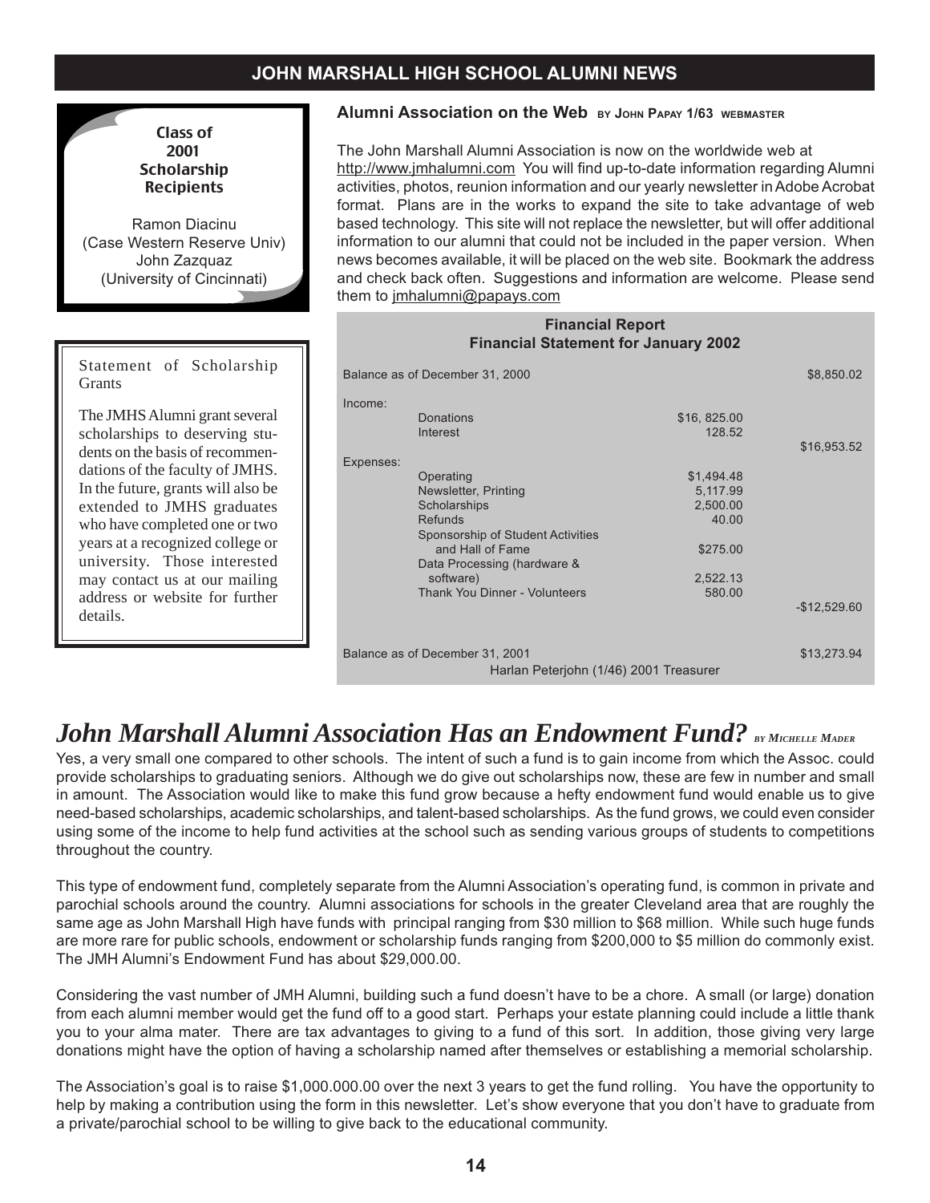# JOHN MARSHALL HIGH SCHOOL ALUMNI NEWS

**Class of 2001 Scholarship Recipients**

Ramon Diacinu
(Case Western Reserve Univ)
John Zazquaz
(University of Cincinnati)

Statement of Scholarship Grants

The JMHS Alumni grant several scholarships to deserving students on the basis of recommendations of the faculty of JMHS. In the future, grants will also be extended to JMHS graduates who have completed one or two years at a recognized college or university. Those interested may contact us at our mailing address or website for further details.

## Alumni Association on the Web BY JOHN PAPAY 1/63 WEBMASTER

The John Marshall Alumni Association is now on the worldwide web at http://www.jmhalumni.com You will find up-to-date information regarding Alumni activities, photos, reunion information and our yearly newsletter in Adobe Acrobat format. Plans are in the works to expand the site to take advantage of web based technology. This site will not replace the newsletter, but will offer additional information to our alumni that could not be included in the paper version. When news becomes available, it will be placed on the web site. Bookmark the address and check back often. Suggestions and information are welcome. Please send them to jmhalumni@papays.com

**Financial Report**
**Financial Statement for January 2002**

| | | | |
|---|---|---|---|
| Balance as of December 31, 2000 | | | $8,850.02 |
| Income: | | | |
| | Donations | $16, 825.00 | |
| | Interest | 128.52 | |
| | | | $16,953.52 |
| Expenses: | | | |
| | Operating | $1,494.48 | |
| | Newsletter, Printing | 5,117.99 | |
| | Scholarships | 2,500.00 | |
| | Refunds | 40.00 | |
| | Sponsorship of Student Activities and Hall of Fame | $275.00 | |
| | Data Processing (hardware & software) | 2,522.13 | |
| | Thank You Dinner - Volunteers | 580.00 | |
| | | | -$12,529.60 |
| Balance as of December 31, 2001 | | | $13,273.94 |

Harlan Peterjohn (1/46) 2001 Treasurer

# *John Marshall Alumni Association Has an Endowment Fund?* *BY MICHELLE MADER*

Yes, a very small one compared to other schools. The intent of such a fund is to gain income from which the Assoc. could provide scholarships to graduating seniors. Although we do give out scholarships now, these are few in number and small in amount. The Association would like to make this fund grow because a hefty endowment fund would enable us to give need-based scholarships, academic scholarships, and talent-based scholarships. As the fund grows, we could even consider using some of the income to help fund activities at the school such as sending various groups of students to competitions throughout the country.

This type of endowment fund, completely separate from the Alumni Association's operating fund, is common in private and parochial schools around the country. Alumni associations for schools in the greater Cleveland area that are roughly the same age as John Marshall High have funds with principal ranging from $30 million to $68 million. While such huge funds are more rare for public schools, endowment or scholarship funds ranging from $200,000 to $5 million do commonly exist. The JMH Alumni's Endowment Fund has about $29,000.00.

Considering the vast number of JMH Alumni, building such a fund doesn't have to be a chore. A small (or large) donation from each alumni member would get the fund off to a good start. Perhaps your estate planning could include a little thank you to your alma mater. There are tax advantages to giving to a fund of this sort. In addition, those giving very large donations might have the option of having a scholarship named after themselves or establishing a memorial scholarship.

The Association's goal is to raise $1,000.000.00 over the next 3 years to get the fund rolling. You have the opportunity to help by making a contribution using the form in this newsletter. Let's show everyone that you don't have to graduate from a private/parochial school to be willing to give back to the educational community.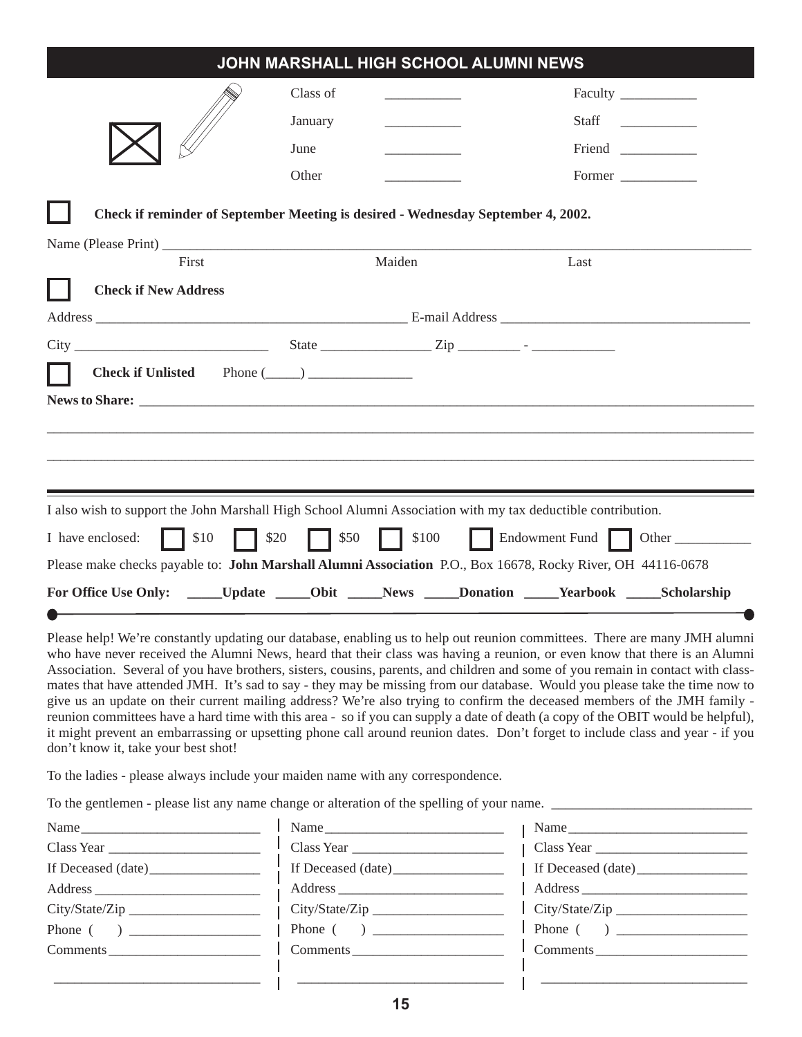# JOHN MARSHALL HIGH SCHOOL ALUMNI NEWS

Class of ___________  Faculty ___________

January ___________  Staff ___________

June ___________  Friend ___________

Other ___________  Former ___________

☐ **Check if reminder of September Meeting is desired - Wednesday September 4, 2002.**

Name (Please Print) ______________________________________________

First  Maiden  Last

☐ **Check if New Address**

Address ______________________________ E-mail Address ______________________________

City ______________________ State ______________ Zip _________ - ___________

☐ **Check if Unlisted**  Phone (_____) _______________

**News to Share:** ____________________________________________________________

______________________________________________________________________

______________________________________________________________________

I also wish to support the John Marshall High School Alumni Association with my tax deductible contribution.

I have enclosed: ☐ $10 ☐ $20 ☐ $50 ☐ $100 ☐ Endowment Fund ☐ Other ___________

Please make checks payable to: **John Marshall Alumni Association** P.O., Box 16678, Rocky River, OH 44116-0678

**For Office Use Only: _____Update _____Obit _____News _____Donation _____Yearbook _____Scholarship**

Please help! We're constantly updating our database, enabling us to help out reunion committees. There are many JMH alumni who have never received the Alumni News, heard that their class was having a reunion, or even know that there is an Alumni Association. Several of you have brothers, sisters, cousins, parents, and children and some of you remain in contact with classmates that have attended JMH. It's sad to say - they may be missing from our database. Would you please take the time now to give us an update on their current mailing address? We're also trying to confirm the deceased members of the JMH family - reunion committees have a hard time with this area - so if you can supply a date of death (a copy of the OBIT would be helpful), it might prevent an embarrassing or upsetting phone call around reunion dates. Don't forget to include class and year - if you don't know it, take your best shot!

To the ladies - please always include your maiden name with any correspondence.

To the gentlemen - please list any name change or alteration of the spelling of your name. ____________________________

| | | |
|---|---|---|
| Name__________________ | Name__________________ | Name__________________ |
| Class Year ______________ | Class Year ______________ | Class Year ______________ |
| If Deceased (date)__________ | If Deceased (date)__________ | If Deceased (date)__________ |
| Address ________________ | Address ________________ | Address ________________ |
| City/State/Zip ____________ | City/State/Zip ____________ | City/State/Zip ____________ |
| Phone ( ) ____________ | Phone ( ) ____________ | Phone ( ) ____________ |
| Comments______________ | Comments______________ | Comments______________ |
| ______________________ | ______________________ | ______________________ |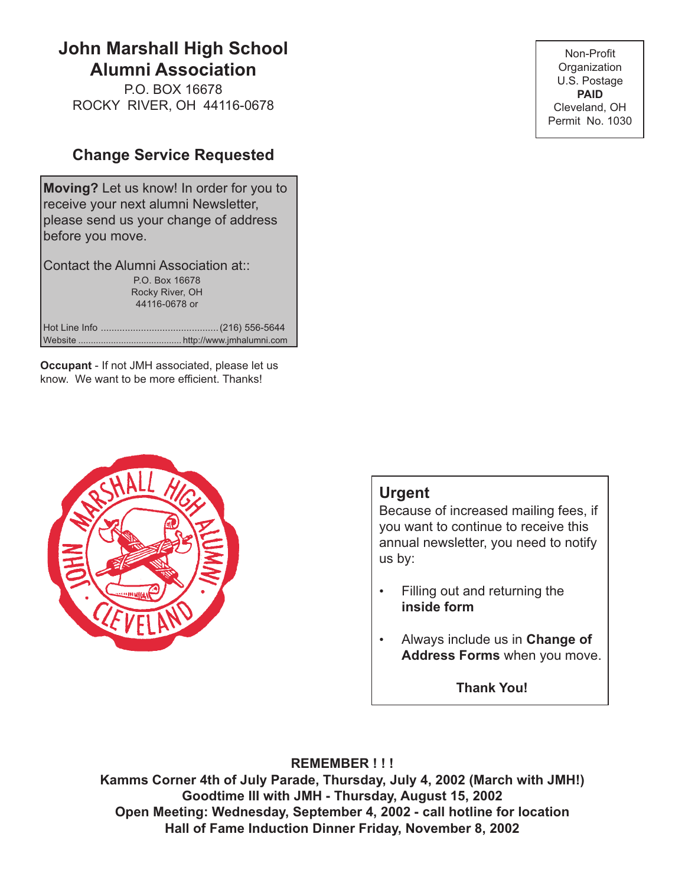# John Marshall High School Alumni Association

P.O. BOX 16678
ROCKY RIVER, OH 44116-0678

Non-Profit
Organization
U.S. Postage
**PAID**
Cleveland, OH
Permit No. 1030

## Change Service Requested

**Moving?** Let us know! In order for you to receive your next alumni Newsletter, please send us your change of address before you move.

Contact the Alumni Association at::

P.O. Box 16678
Rocky River, OH
44116-0678 or

Hot Line Info ............................................ (216) 556-5644
Website ......................................... http://www.jmhalumni.com

**Occupant** - If not JMH associated, please let us know. We want to be more efficient. Thanks!

JOHN MARSHALL HIGH ALUMNI · CLEVELAND

## Urgent

Because of increased mailing fees, if you want to continue to receive this annual newsletter, you need to notify us by:

- Filling out and returning the **inside form**
- Always include us in **Change of Address Forms** when you move.

**Thank You!**

**REMEMBER ! ! !**
**Kamms Corner 4th of July Parade, Thursday, July 4, 2002 (March with JMH!)**
**Goodtime III with JMH - Thursday, August 15, 2002**
**Open Meeting: Wednesday, September 4, 2002 - call hotline for location**
**Hall of Fame Induction Dinner Friday, November 8, 2002**